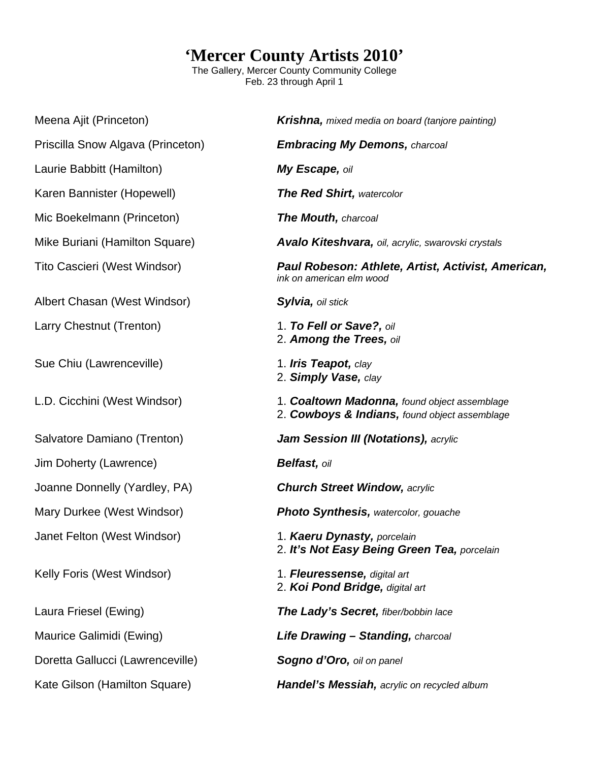# 'Mercer County Artists 2010'

The Gallery, Mercer County Community College
Feb. 23 through April 1

| Artist | Work |
|---|---|
| Meena Ajit (Princeton) | ***Krishna,*** *mixed media on board (tanjore painting)* |
| Priscilla Snow Algava (Princeton) | ***Embracing My Demons,*** *charcoal* |
| Laurie Babbitt (Hamilton) | ***My Escape,*** *oil* |
| Karen Bannister (Hopewell) | ***The Red Shirt,*** *watercolor* |
| Mic Boekelmann (Princeton) | ***The Mouth,*** *charcoal* |
| Mike Buriani (Hamilton Square) | ***Avalo Kiteshvara,*** *oil, acrylic, swarovski crystals* |
| Tito Cascieri (West Windsor) | ***Paul Robeson: Athlete, Artist, Activist, American,*** *ink on american elm wood* |
| Albert Chasan (West Windsor) | ***Sylvia,*** *oil stick* |
| Larry Chestnut (Trenton) | 1. ***To Fell or Save?,*** *oil* <br> 2. ***Among the Trees,*** *oil* |
| Sue Chiu (Lawrenceville) | 1. ***Iris Teapot,*** *clay* <br> 2. ***Simply Vase,*** *clay* |
| L.D. Cicchini (West Windsor) | 1. ***Coaltown Madonna,*** *found object assemblage* <br> 2. ***Cowboys & Indians,*** *found object assemblage* |
| Salvatore Damiano (Trenton) | ***Jam Session III (Notations),*** *acrylic* |
| Jim Doherty (Lawrence) | ***Belfast,*** *oil* |
| Joanne Donnelly (Yardley, PA) | ***Church Street Window,*** *acrylic* |
| Mary Durkee (West Windsor) | ***Photo Synthesis,*** *watercolor, gouache* |
| Janet Felton (West Windsor) | 1. ***Kaeru Dynasty,*** *porcelain* <br> 2. ***It's Not Easy Being Green Tea,*** *porcelain* |
| Kelly Foris (West Windsor) | 1. ***Fleuressense,*** *digital art* <br> 2. ***Koi Pond Bridge,*** *digital art* |
| Laura Friesel (Ewing) | ***The Lady's Secret,*** *fiber/bobbin lace* |
| Maurice Galimidi (Ewing) | ***Life Drawing – Standing,*** *charcoal* |
| Doretta Gallucci (Lawrenceville) | ***Sogno d'Oro,*** *oil on panel* |
| Kate Gilson (Hamilton Square) | ***Handel's Messiah,*** *acrylic on recycled album* |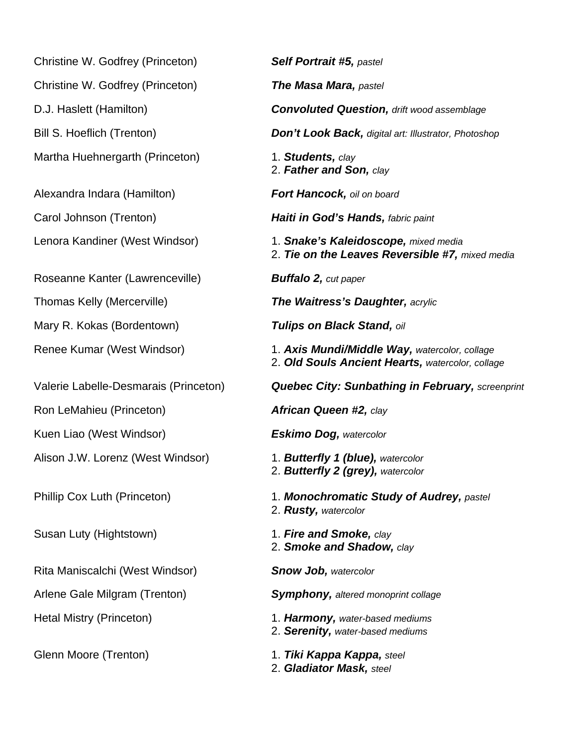| Artist | Work |
| --- | --- |
| Christine W. Godfrey (Princeton) | ***Self Portrait #5,*** *pastel* |
| Christine W. Godfrey (Princeton) | ***The Masa Mara,*** *pastel* |
| D.J. Haslett (Hamilton) | ***Convoluted Question,*** *drift wood assemblage* |
| Bill S. Hoeflich (Trenton) | ***Don't Look Back,*** *digital art: Illustrator, Photoshop* |
| Martha Huehnergarth (Princeton) | 1. ***Students,*** *clay*<br>2. ***Father and Son,*** *clay* |
| Alexandra Indara (Hamilton) | ***Fort Hancock,*** *oil on board* |
| Carol Johnson (Trenton) | ***Haiti in God's Hands,*** *fabric paint* |
| Lenora Kandiner (West Windsor) | 1. ***Snake's Kaleidoscope,*** *mixed media*<br>2. ***Tie on the Leaves Reversible #7,*** *mixed media* |
| Roseanne Kanter (Lawrenceville) | ***Buffalo 2,*** *cut paper* |
| Thomas Kelly (Mercerville) | ***The Waitress's Daughter,*** *acrylic* |
| Mary R. Kokas (Bordentown) | ***Tulips on Black Stand,*** *oil* |
| Renee Kumar (West Windsor) | 1. ***Axis Mundi/Middle Way,*** *watercolor, collage*<br>2. ***Old Souls Ancient Hearts,*** *watercolor, collage* |
| Valerie Labelle-Desmarais (Princeton) | ***Quebec City: Sunbathing in February,*** *screenprint* |
| Ron LeMahieu (Princeton) | ***African Queen #2,*** *clay* |
| Kuen Liao (West Windsor) | ***Eskimo Dog,*** *watercolor* |
| Alison J.W. Lorenz (West Windsor) | 1. ***Butterfly 1 (blue),*** *watercolor*<br>2. ***Butterfly 2 (grey),*** *watercolor* |
| Phillip Cox Luth (Princeton) | 1. ***Monochromatic Study of Audrey,*** *pastel*<br>2. ***Rusty,*** *watercolor* |
| Susan Luty (Hightstown) | 1. ***Fire and Smoke,*** *clay*<br>2. ***Smoke and Shadow,*** *clay* |
| Rita Maniscalchi (West Windsor) | ***Snow Job,*** *watercolor* |
| Arlene Gale Milgram (Trenton) | ***Symphony,*** *altered monoprint collage* |
| Hetal Mistry (Princeton) | 1. ***Harmony,*** *water-based mediums*<br>2. ***Serenity,*** *water-based mediums* |
| Glenn Moore (Trenton) | 1. ***Tiki Kappa Kappa,*** *steel*<br>2. ***Gladiator Mask,*** *steel* |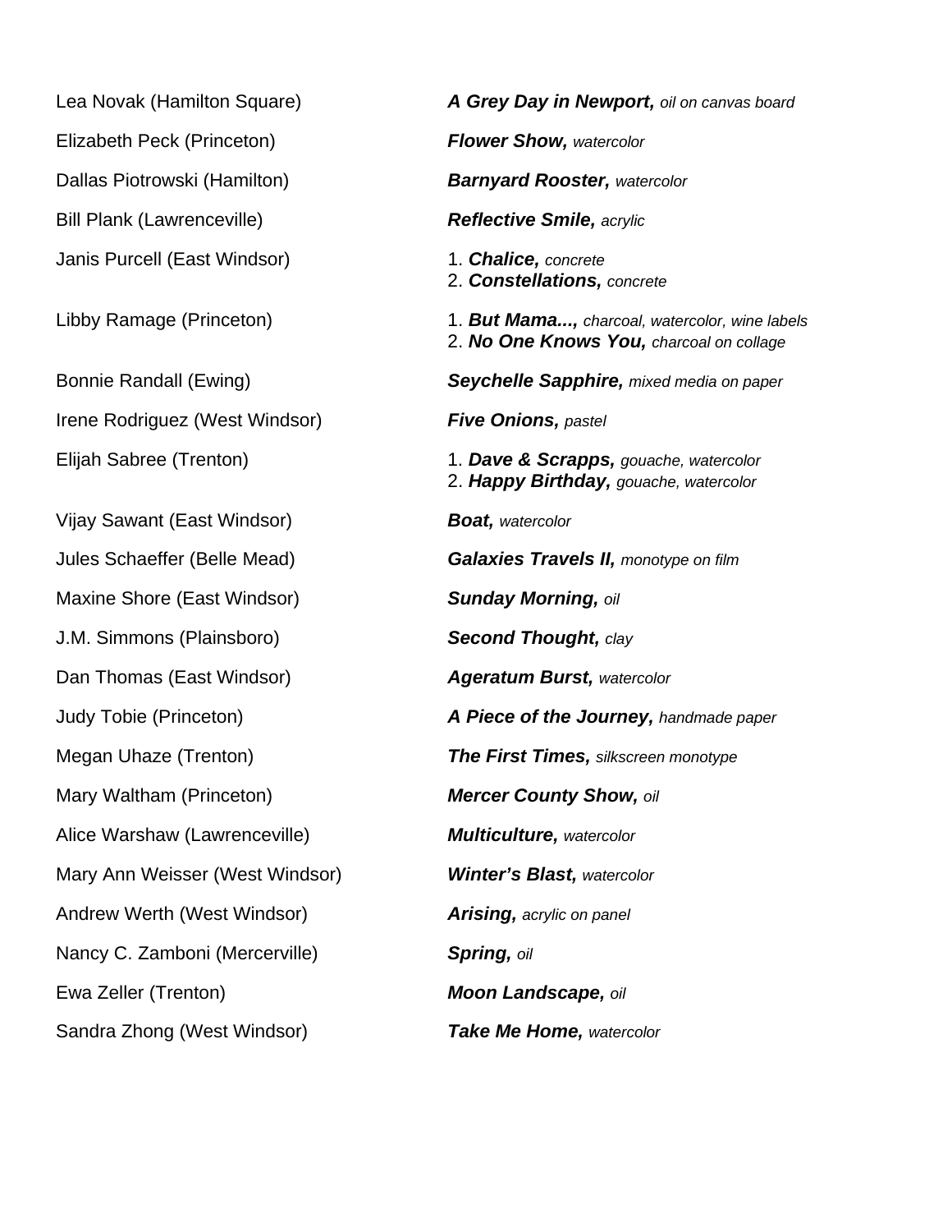| | |
|---|---|
| Lea Novak (Hamilton Square) | ***A Grey Day in Newport,*** *oil on canvas board* |
| Elizabeth Peck (Princeton) | ***Flower Show,*** *watercolor* |
| Dallas Piotrowski (Hamilton) | ***Barnyard Rooster,*** *watercolor* |
| Bill Plank (Lawrenceville) | ***Reflective Smile,*** *acrylic* |
| Janis Purcell (East Windsor) | 1. ***Chalice,*** *concrete*<br>2. ***Constellations,*** *concrete* |
| Libby Ramage (Princeton) | 1. ***But Mama...,*** *charcoal, watercolor, wine labels*<br>2. ***No One Knows You,*** *charcoal on collage* |
| Bonnie Randall (Ewing) | ***Seychelle Sapphire,*** *mixed media on paper* |
| Irene Rodriguez (West Windsor) | ***Five Onions,*** *pastel* |
| Elijah Sabree (Trenton) | 1. ***Dave & Scrapps,*** *gouache, watercolor*<br>2. ***Happy Birthday,*** *gouache, watercolor* |
| Vijay Sawant (East Windsor) | ***Boat,*** *watercolor* |
| Jules Schaeffer (Belle Mead) | ***Galaxies Travels II,*** *monotype on film* |
| Maxine Shore (East Windsor) | ***Sunday Morning,*** *oil* |
| J.M. Simmons (Plainsboro) | ***Second Thought,*** *clay* |
| Dan Thomas (East Windsor) | ***Ageratum Burst,*** *watercolor* |
| Judy Tobie (Princeton) | ***A Piece of the Journey,*** *handmade paper* |
| Megan Uhaze (Trenton) | ***The First Times,*** *silkscreen monotype* |
| Mary Waltham (Princeton) | ***Mercer County Show,*** *oil* |
| Alice Warshaw (Lawrenceville) | ***Multiculture,*** *watercolor* |
| Mary Ann Weisser (West Windsor) | ***Winter's Blast,*** *watercolor* |
| Andrew Werth (West Windsor) | ***Arising,*** *acrylic on panel* |
| Nancy C. Zamboni (Mercerville) | ***Spring,*** *oil* |
| Ewa Zeller (Trenton) | ***Moon Landscape,*** *oil* |
| Sandra Zhong (West Windsor) | ***Take Me Home,*** *watercolor* |